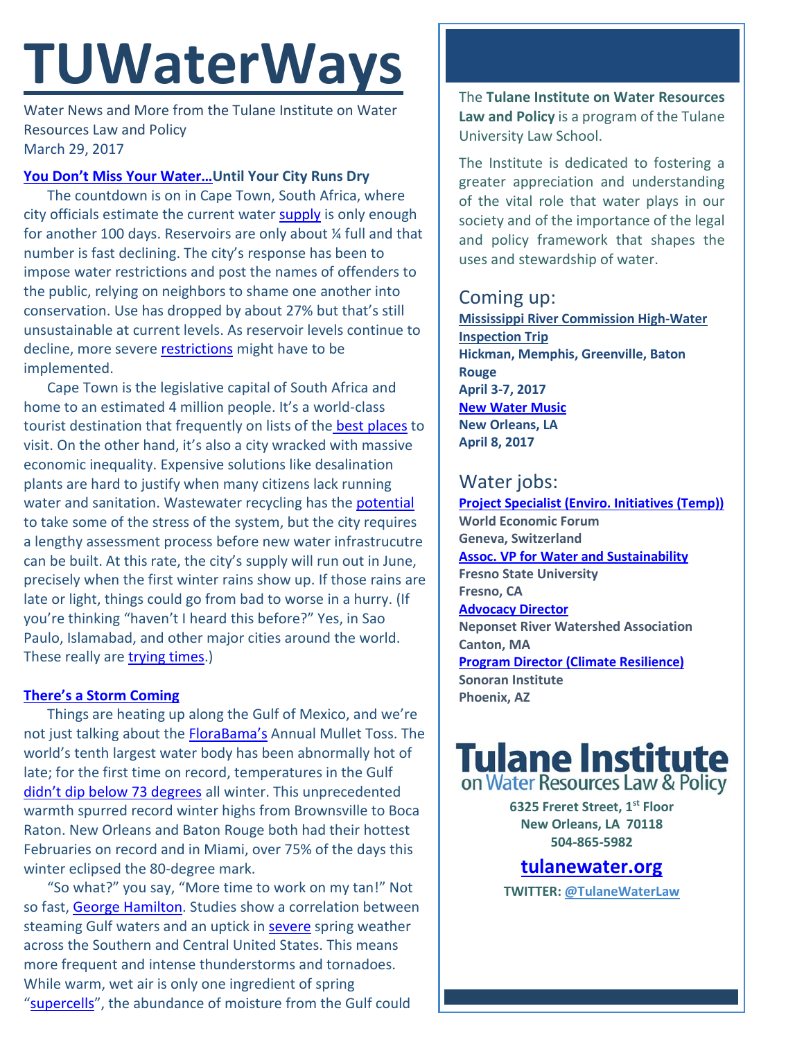# TUWaterWays

Water News and More from the Tulane Institute on Water Resources Law and Policy
March 29, 2017

### You Don't Miss Your Water…Until Your City Runs Dry

The countdown is on in Cape Town, South Africa, where city officials estimate the current water supply is only enough for another 100 days. Reservoirs are only about ¼ full and that number is fast declining. The city's response has been to impose water restrictions and post the names of offenders to the public, relying on neighbors to shame one another into conservation. Use has dropped by about 27% but that's still unsustainable at current levels. As reservoir levels continue to decline, more severe restrictions might have to be implemented.

Cape Town is the legislative capital of South Africa and home to an estimated 4 million people. It's a world-class tourist destination that frequently on lists of the best places to visit. On the other hand, it's also a city wracked with massive economic inequality. Expensive solutions like desalination plants are hard to justify when many citizens lack running water and sanitation. Wastewater recycling has the potential to take some of the stress of the system, but the city requires a lengthy assessment process before new water infrastrucutre can be built. At this rate, the city's supply will run out in June, precisely when the first winter rains show up. If those rains are late or light, things could go from bad to worse in a hurry. (If you're thinking "haven't I heard this before?" Yes, in Sao Paulo, Islamabad, and other major cities around the world. These really are trying times.)

### There's a Storm Coming

Things are heating up along the Gulf of Mexico, and we're not just talking about the FloraBama's Annual Mullet Toss. The world's tenth largest water body has been abnormally hot of late; for the first time on record, temperatures in the Gulf didn't dip below 73 degrees all winter. This unprecedented warmth spurred record winter highs from Brownsville to Boca Raton. New Orleans and Baton Rouge both had their hottest Februaries on record and in Miami, over 75% of the days this winter eclipsed the 80-degree mark.

"So what?" you say, "More time to work on my tan!" Not so fast, George Hamilton. Studies show a correlation between steaming Gulf waters and an uptick in severe spring weather across the Southern and Central United States. This means more frequent and intense thunderstorms and tornadoes. While warm, wet air is only one ingredient of spring "supercells", the abundance of moisture from the Gulf could

---

The **Tulane Institute on Water Resources Law and Policy** is a program of the Tulane University Law School.

The Institute is dedicated to fostering a greater appreciation and understanding of the vital role that water plays in our society and of the importance of the legal and policy framework that shapes the uses and stewardship of water.

## Coming up:

**Mississippi River Commission High-Water Inspection Trip**
**Hickman, Memphis, Greenville, Baton Rouge**
**April 3-7, 2017**

**New Water Music**
**New Orleans, LA**
**April 8, 2017**

## Water jobs:

**Project Specialist (Enviro. Initiatives (Temp))**
**World Economic Forum**
**Geneva, Switzerland**

**Assoc. VP for Water and Sustainability**
**Fresno State University**
**Fresno, CA**

**Advocacy Director**
**Neponset River Watershed Association**
**Canton, MA**

**Program Director (Climate Resilience)**
**Sonoran Institute**
**Phoenix, AZ**

**Tulane Institute on Water Resources Law & Policy**

**6325 Freret Street, 1st Floor**
**New Orleans, LA 70118**
**504-865-5982**

**tulanewater.org**

**TWITTER: @TulaneWaterLaw**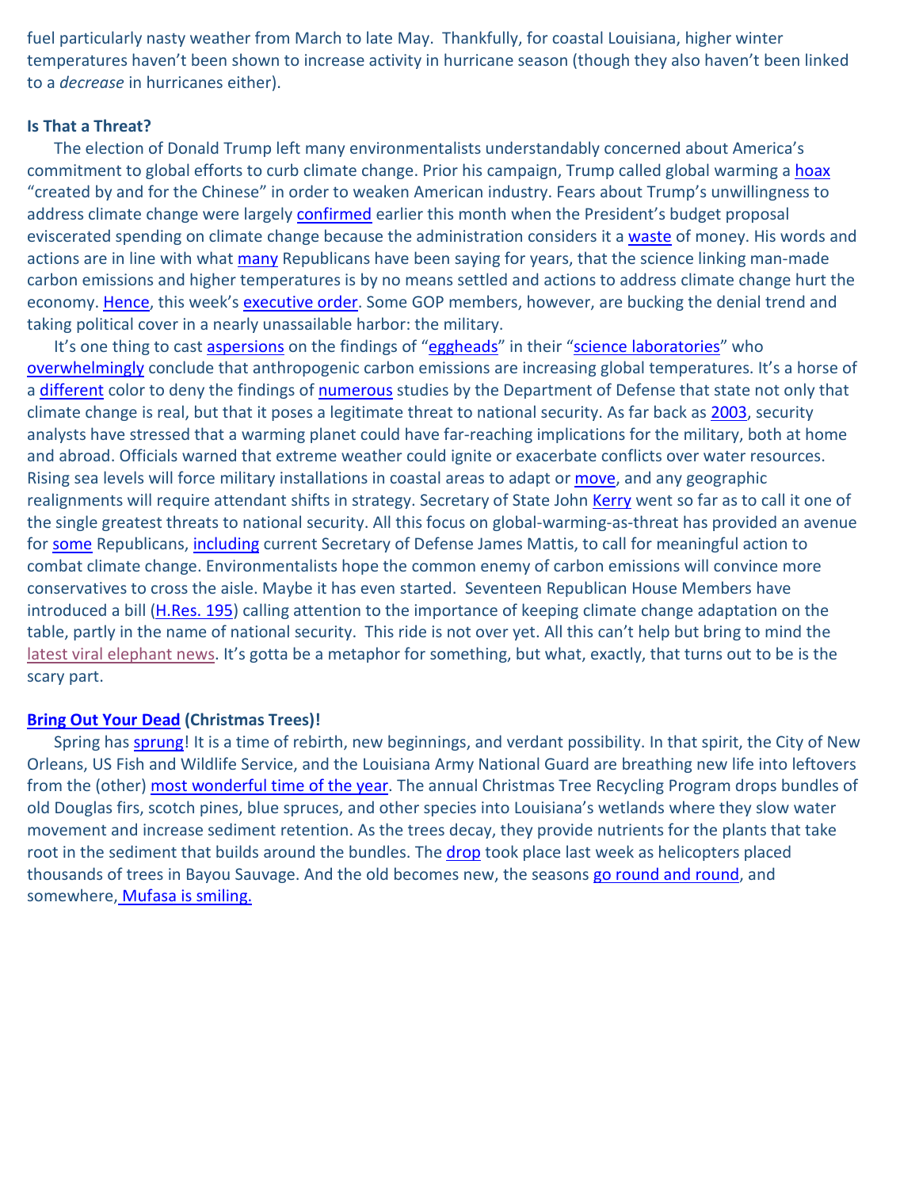fuel particularly nasty weather from March to late May. Thankfully, for coastal Louisiana, higher winter temperatures haven't been shown to increase activity in hurricane season (though they also haven't been linked to a *decrease* in hurricanes either).

**Is That a Threat?**

The election of Donald Trump left many environmentalists understandably concerned about America's commitment to global efforts to curb climate change. Prior his campaign, Trump called global warming a hoax "created by and for the Chinese" in order to weaken American industry. Fears about Trump's unwillingness to address climate change were largely confirmed earlier this month when the President's budget proposal eviscerated spending on climate change because the administration considers it a waste of money. His words and actions are in line with what many Republicans have been saying for years, that the science linking man-made carbon emissions and higher temperatures is by no means settled and actions to address climate change hurt the economy. Hence, this week's executive order. Some GOP members, however, are bucking the denial trend and taking political cover in a nearly unassailable harbor: the military.

It's one thing to cast aspersions on the findings of "eggheads" in their "science laboratories" who overwhelmingly conclude that anthropogenic carbon emissions are increasing global temperatures. It's a horse of a different color to deny the findings of numerous studies by the Department of Defense that state not only that climate change is real, but that it poses a legitimate threat to national security. As far back as 2003, security analysts have stressed that a warming planet could have far-reaching implications for the military, both at home and abroad. Officials warned that extreme weather could ignite or exacerbate conflicts over water resources. Rising sea levels will force military installations in coastal areas to adapt or move, and any geographic realignments will require attendant shifts in strategy. Secretary of State John Kerry went so far as to call it one of the single greatest threats to national security. All this focus on global-warming-as-threat has provided an avenue for some Republicans, including current Secretary of Defense James Mattis, to call for meaningful action to combat climate change. Environmentalists hope the common enemy of carbon emissions will convince more conservatives to cross the aisle. Maybe it has even started. Seventeen Republican House Members have introduced a bill (H.Res. 195) calling attention to the importance of keeping climate change adaptation on the table, partly in the name of national security. This ride is not over yet. All this can't help but bring to mind the latest viral elephant news. It's gotta be a metaphor for something, but what, exactly, that turns out to be is the scary part.

**Bring Out Your Dead (Christmas Trees)!**

Spring has sprung! It is a time of rebirth, new beginnings, and verdant possibility. In that spirit, the City of New Orleans, US Fish and Wildlife Service, and the Louisiana Army National Guard are breathing new life into leftovers from the (other) most wonderful time of the year. The annual Christmas Tree Recycling Program drops bundles of old Douglas firs, scotch pines, blue spruces, and other species into Louisiana's wetlands where they slow water movement and increase sediment retention. As the trees decay, they provide nutrients for the plants that take root in the sediment that builds around the bundles. The drop took place last week as helicopters placed thousands of trees in Bayou Sauvage. And the old becomes new, the seasons go round and round, and somewhere, Mufasa is smiling.